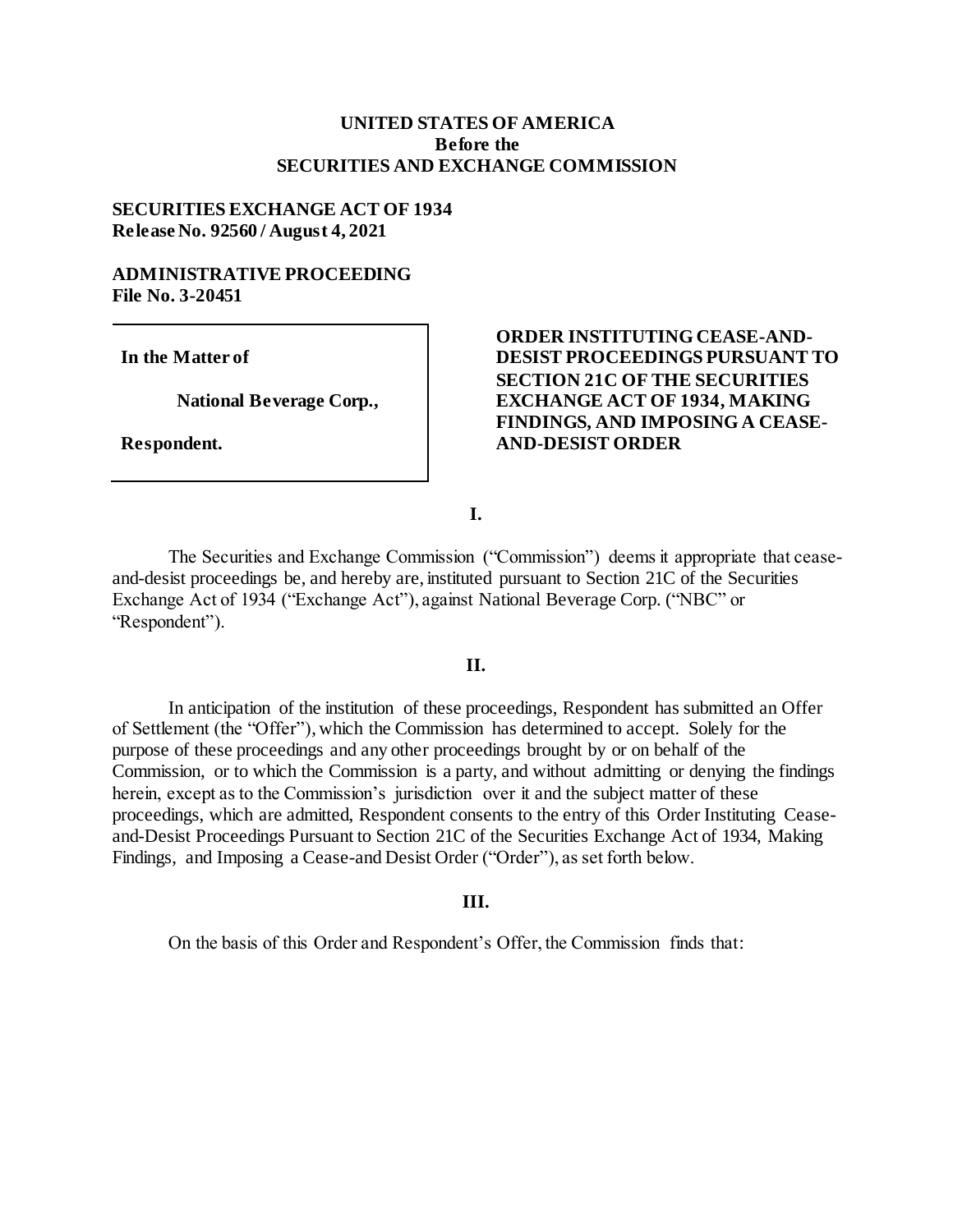**UNITED STATES OF AMERICA**
**Before the**
**SECURITIES AND EXCHANGE COMMISSION**

**SECURITIES EXCHANGE ACT OF 1934**
**Release No. 92560 / August 4, 2021**

**ADMINISTRATIVE PROCEEDING**
**File No. 3-20451**

| | |
|---|---|
| **In the Matter of**<br><br>**National Beverage Corp.,**<br><br>**Respondent.** | **ORDER INSTITUTING CEASE-AND-DESIST PROCEEDINGS PURSUANT TO SECTION 21C OF THE SECURITIES EXCHANGE ACT OF 1934, MAKING FINDINGS, AND IMPOSING A CEASE-AND-DESIST ORDER** |

**I.**

The Securities and Exchange Commission ("Commission") deems it appropriate that cease-and-desist proceedings be, and hereby are, instituted pursuant to Section 21C of the Securities Exchange Act of 1934 ("Exchange Act"), against National Beverage Corp. ("NBC" or "Respondent").

**II.**

In anticipation of the institution of these proceedings, Respondent has submitted an Offer of Settlement (the "Offer"), which the Commission has determined to accept. Solely for the purpose of these proceedings and any other proceedings brought by or on behalf of the Commission, or to which the Commission is a party, and without admitting or denying the findings herein, except as to the Commission's jurisdiction over it and the subject matter of these proceedings, which are admitted, Respondent consents to the entry of this Order Instituting Cease-and-Desist Proceedings Pursuant to Section 21C of the Securities Exchange Act of 1934, Making Findings, and Imposing a Cease-and Desist Order ("Order"), as set forth below.

**III.**

On the basis of this Order and Respondent's Offer, the Commission finds that: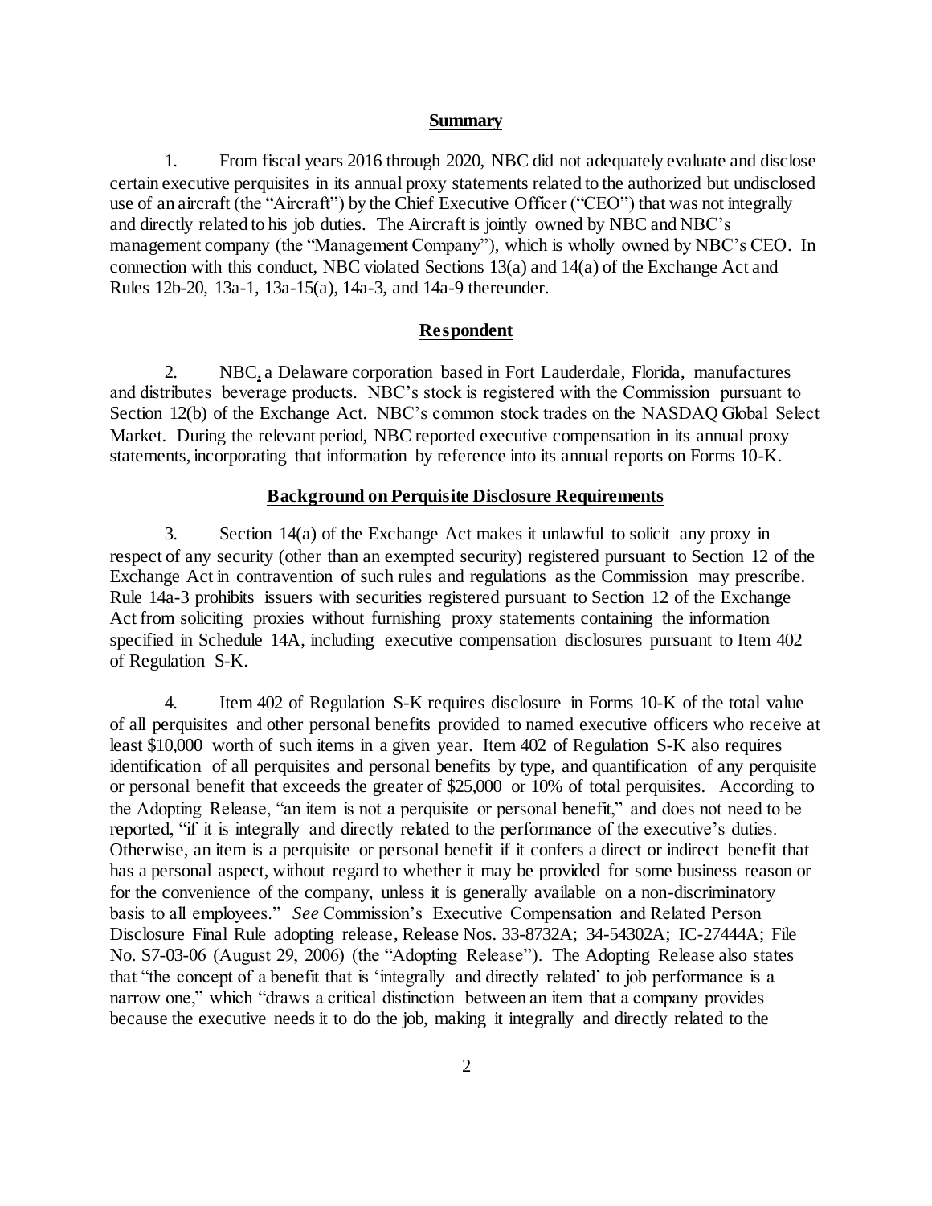## Summary

1. From fiscal years 2016 through 2020, NBC did not adequately evaluate and disclose certain executive perquisites in its annual proxy statements related to the authorized but undisclosed use of an aircraft (the "Aircraft") by the Chief Executive Officer ("CEO") that was not integrally and directly related to his job duties. The Aircraft is jointly owned by NBC and NBC's management company (the "Management Company"), which is wholly owned by NBC's CEO. In connection with this conduct, NBC violated Sections 13(a) and 14(a) of the Exchange Act and Rules 12b-20, 13a-1, 13a-15(a), 14a-3, and 14a-9 thereunder.

## Respondent

2. NBC, a Delaware corporation based in Fort Lauderdale, Florida, manufactures and distributes beverage products. NBC's stock is registered with the Commission pursuant to Section 12(b) of the Exchange Act. NBC's common stock trades on the NASDAQ Global Select Market. During the relevant period, NBC reported executive compensation in its annual proxy statements, incorporating that information by reference into its annual reports on Forms 10-K.

## Background on Perquisite Disclosure Requirements

3. Section 14(a) of the Exchange Act makes it unlawful to solicit any proxy in respect of any security (other than an exempted security) registered pursuant to Section 12 of the Exchange Act in contravention of such rules and regulations as the Commission may prescribe. Rule 14a-3 prohibits issuers with securities registered pursuant to Section 12 of the Exchange Act from soliciting proxies without furnishing proxy statements containing the information specified in Schedule 14A, including executive compensation disclosures pursuant to Item 402 of Regulation S-K.

4. Item 402 of Regulation S-K requires disclosure in Forms 10-K of the total value of all perquisites and other personal benefits provided to named executive officers who receive at least $10,000 worth of such items in a given year. Item 402 of Regulation S-K also requires identification of all perquisites and personal benefits by type, and quantification of any perquisite or personal benefit that exceeds the greater of $25,000 or 10% of total perquisites. According to the Adopting Release, "an item is not a perquisite or personal benefit," and does not need to be reported, "if it is integrally and directly related to the performance of the executive's duties. Otherwise, an item is a perquisite or personal benefit if it confers a direct or indirect benefit that has a personal aspect, without regard to whether it may be provided for some business reason or for the convenience of the company, unless it is generally available on a non-discriminatory basis to all employees." *See* Commission's Executive Compensation and Related Person Disclosure Final Rule adopting release, Release Nos. 33-8732A; 34-54302A; IC-27444A; File No. S7-03-06 (August 29, 2006) (the "Adopting Release"). The Adopting Release also states that "the concept of a benefit that is 'integrally and directly related' to job performance is a narrow one," which "draws a critical distinction between an item that a company provides because the executive needs it to do the job, making it integrally and directly related to the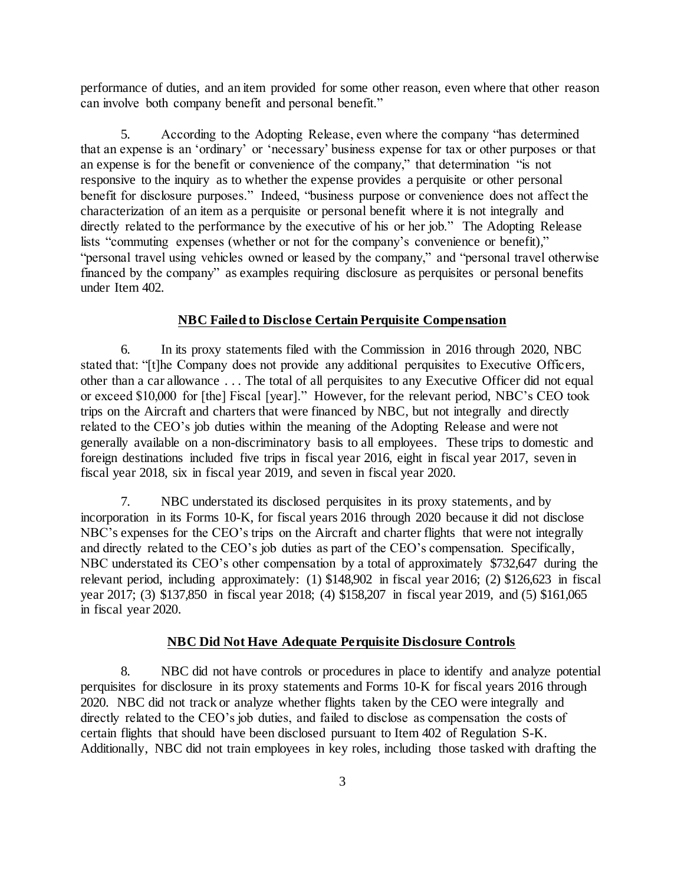performance of duties, and an item provided for some other reason, even where that other reason can involve both company benefit and personal benefit."

5. According to the Adopting Release, even where the company "has determined that an expense is an 'ordinary' or 'necessary' business expense for tax or other purposes or that an expense is for the benefit or convenience of the company," that determination "is not responsive to the inquiry as to whether the expense provides a perquisite or other personal benefit for disclosure purposes." Indeed, "business purpose or convenience does not affect the characterization of an item as a perquisite or personal benefit where it is not integrally and directly related to the performance by the executive of his or her job." The Adopting Release lists "commuting expenses (whether or not for the company's convenience or benefit)," "personal travel using vehicles owned or leased by the company," and "personal travel otherwise financed by the company" as examples requiring disclosure as perquisites or personal benefits under Item 402.

**NBC Failed to Disclose Certain Perquisite Compensation**

6. In its proxy statements filed with the Commission in 2016 through 2020, NBC stated that: "[t]he Company does not provide any additional perquisites to Executive Officers, other than a car allowance . . . The total of all perquisites to any Executive Officer did not equal or exceed $10,000 for [the] Fiscal [year]." However, for the relevant period, NBC's CEO took trips on the Aircraft and charters that were financed by NBC, but not integrally and directly related to the CEO's job duties within the meaning of the Adopting Release and were not generally available on a non-discriminatory basis to all employees. These trips to domestic and foreign destinations included five trips in fiscal year 2016, eight in fiscal year 2017, seven in fiscal year 2018, six in fiscal year 2019, and seven in fiscal year 2020.

7. NBC understated its disclosed perquisites in its proxy statements, and by incorporation in its Forms 10-K, for fiscal years 2016 through 2020 because it did not disclose NBC's expenses for the CEO's trips on the Aircraft and charter flights that were not integrally and directly related to the CEO's job duties as part of the CEO's compensation. Specifically, NBC understated its CEO's other compensation by a total of approximately $732,647 during the relevant period, including approximately: (1) $148,902 in fiscal year 2016; (2) $126,623 in fiscal year 2017; (3) $137,850 in fiscal year 2018; (4) $158,207 in fiscal year 2019, and (5) $161,065 in fiscal year 2020.

**NBC Did Not Have Adequate Perquisite Disclosure Controls**

8. NBC did not have controls or procedures in place to identify and analyze potential perquisites for disclosure in its proxy statements and Forms 10-K for fiscal years 2016 through 2020. NBC did not track or analyze whether flights taken by the CEO were integrally and directly related to the CEO's job duties, and failed to disclose as compensation the costs of certain flights that should have been disclosed pursuant to Item 402 of Regulation S-K. Additionally, NBC did not train employees in key roles, including those tasked with drafting the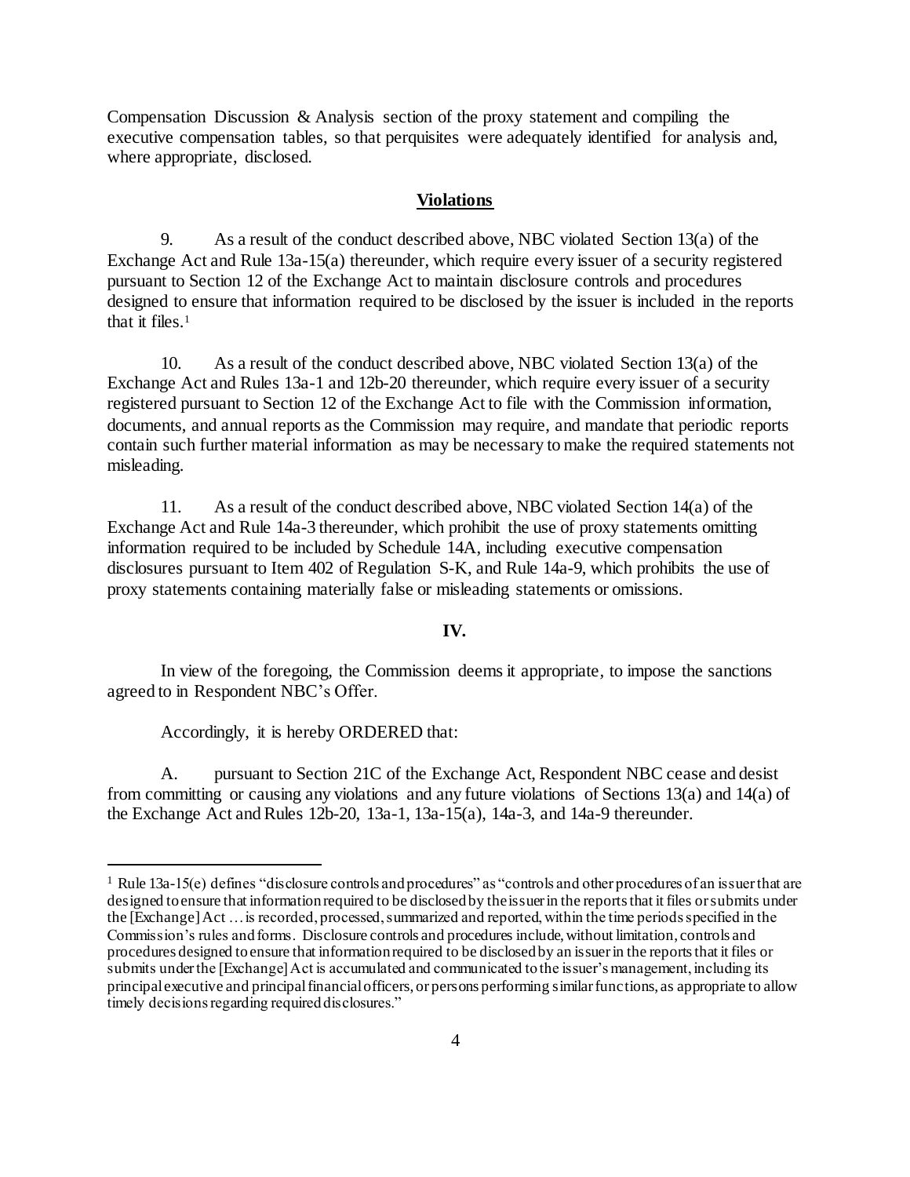Compensation Discussion & Analysis section of the proxy statement and compiling the executive compensation tables, so that perquisites were adequately identified for analysis and, where appropriate, disclosed.

## **Violations**

9. As a result of the conduct described above, NBC violated Section 13(a) of the Exchange Act and Rule 13a-15(a) thereunder, which require every issuer of a security registered pursuant to Section 12 of the Exchange Act to maintain disclosure controls and procedures designed to ensure that information required to be disclosed by the issuer is included in the reports that it files.[1]

10. As a result of the conduct described above, NBC violated Section 13(a) of the Exchange Act and Rules 13a-1 and 12b-20 thereunder, which require every issuer of a security registered pursuant to Section 12 of the Exchange Act to file with the Commission information, documents, and annual reports as the Commission may require, and mandate that periodic reports contain such further material information as may be necessary to make the required statements not misleading.

11. As a result of the conduct described above, NBC violated Section 14(a) of the Exchange Act and Rule 14a-3 thereunder, which prohibit the use of proxy statements omitting information required to be included by Schedule 14A, including executive compensation disclosures pursuant to Item 402 of Regulation S-K, and Rule 14a-9, which prohibits the use of proxy statements containing materially false or misleading statements or omissions.

## **IV.**

In view of the foregoing, the Commission deems it appropriate, to impose the sanctions agreed to in Respondent NBC's Offer.

Accordingly, it is hereby ORDERED that:

A. pursuant to Section 21C of the Exchange Act, Respondent NBC cease and desist from committing or causing any violations and any future violations of Sections 13(a) and 14(a) of the Exchange Act and Rules 12b-20, 13a-1, 13a-15(a), 14a-3, and 14a-9 thereunder.

---

[1] Rule 13a-15(e) defines "disclosure controls and procedures" as "controls and other procedures of an issuer that are designed to ensure that information required to be disclosed by the issuer in the reports that it files or submits under the [Exchange] Act … is recorded, processed, summarized and reported, within the time periods specified in the Commission's rules and forms. Disclosure controls and procedures include, without limitation, controls and procedures designed to ensure that information required to be disclosed by an issuer in the reports that it files or submits under the [Exchange] Act is accumulated and communicated to the issuer's management, including its principal executive and principal financial officers, or persons performing similar functions, as appropriate to allow timely decisions regarding required disclosures."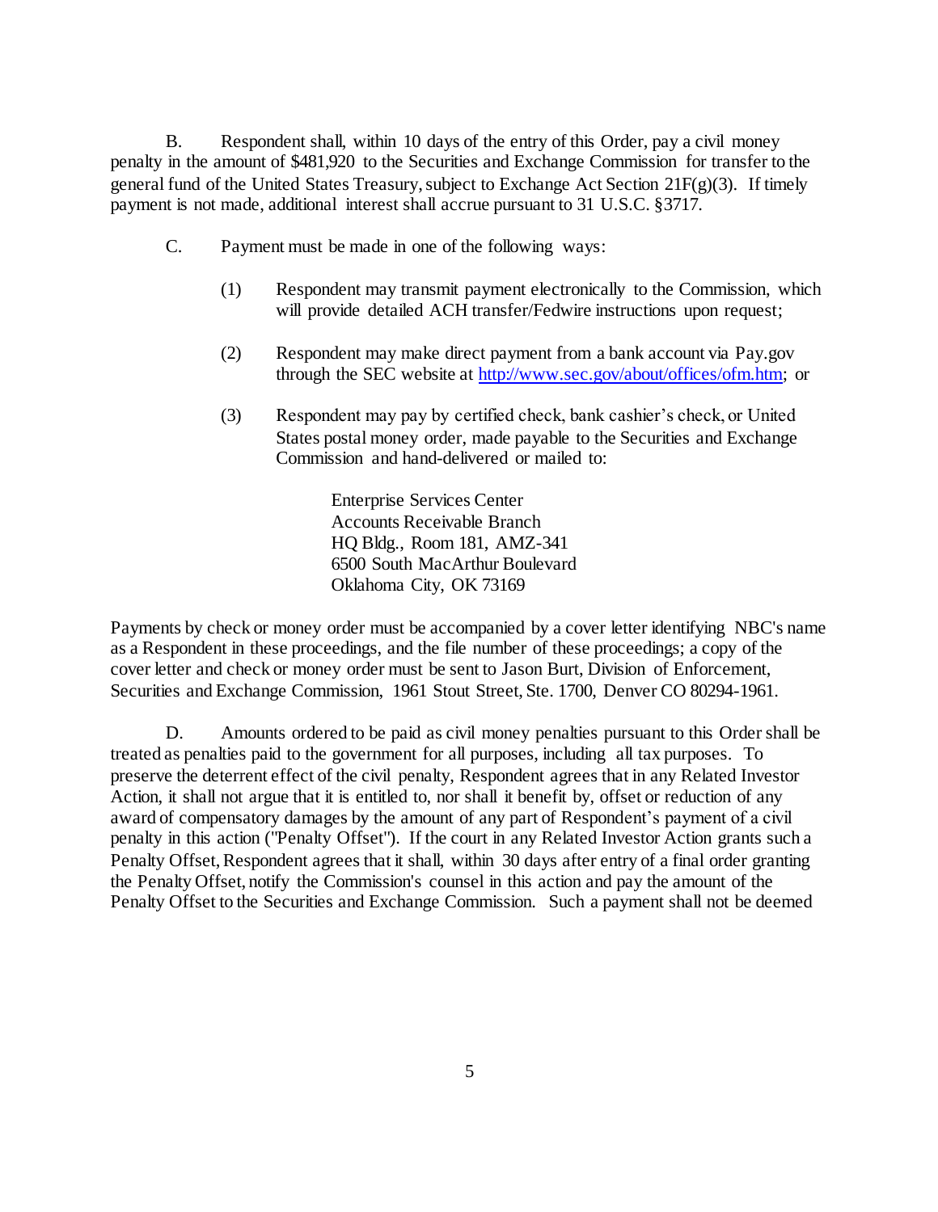B. Respondent shall, within 10 days of the entry of this Order, pay a civil money penalty in the amount of $481,920 to the Securities and Exchange Commission for transfer to the general fund of the United States Treasury, subject to Exchange Act Section 21F(g)(3). If timely payment is not made, additional interest shall accrue pursuant to 31 U.S.C. §3717.

C. Payment must be made in one of the following ways:

(1) Respondent may transmit payment electronically to the Commission, which will provide detailed ACH transfer/Fedwire instructions upon request;

(2) Respondent may make direct payment from a bank account via Pay.gov through the SEC website at http://www.sec.gov/about/offices/ofm.htm; or

(3) Respondent may pay by certified check, bank cashier's check, or United States postal money order, made payable to the Securities and Exchange Commission and hand-delivered or mailed to:

Enterprise Services Center
Accounts Receivable Branch
HQ Bldg., Room 181, AMZ-341
6500 South MacArthur Boulevard
Oklahoma City, OK 73169

Payments by check or money order must be accompanied by a cover letter identifying NBC's name as a Respondent in these proceedings, and the file number of these proceedings; a copy of the cover letter and check or money order must be sent to Jason Burt, Division of Enforcement, Securities and Exchange Commission, 1961 Stout Street, Ste. 1700, Denver CO 80294-1961.

D. Amounts ordered to be paid as civil money penalties pursuant to this Order shall be treated as penalties paid to the government for all purposes, including all tax purposes. To preserve the deterrent effect of the civil penalty, Respondent agrees that in any Related Investor Action, it shall not argue that it is entitled to, nor shall it benefit by, offset or reduction of any award of compensatory damages by the amount of any part of Respondent's payment of a civil penalty in this action ("Penalty Offset"). If the court in any Related Investor Action grants such a Penalty Offset, Respondent agrees that it shall, within 30 days after entry of a final order granting the Penalty Offset, notify the Commission's counsel in this action and pay the amount of the Penalty Offset to the Securities and Exchange Commission. Such a payment shall not be deemed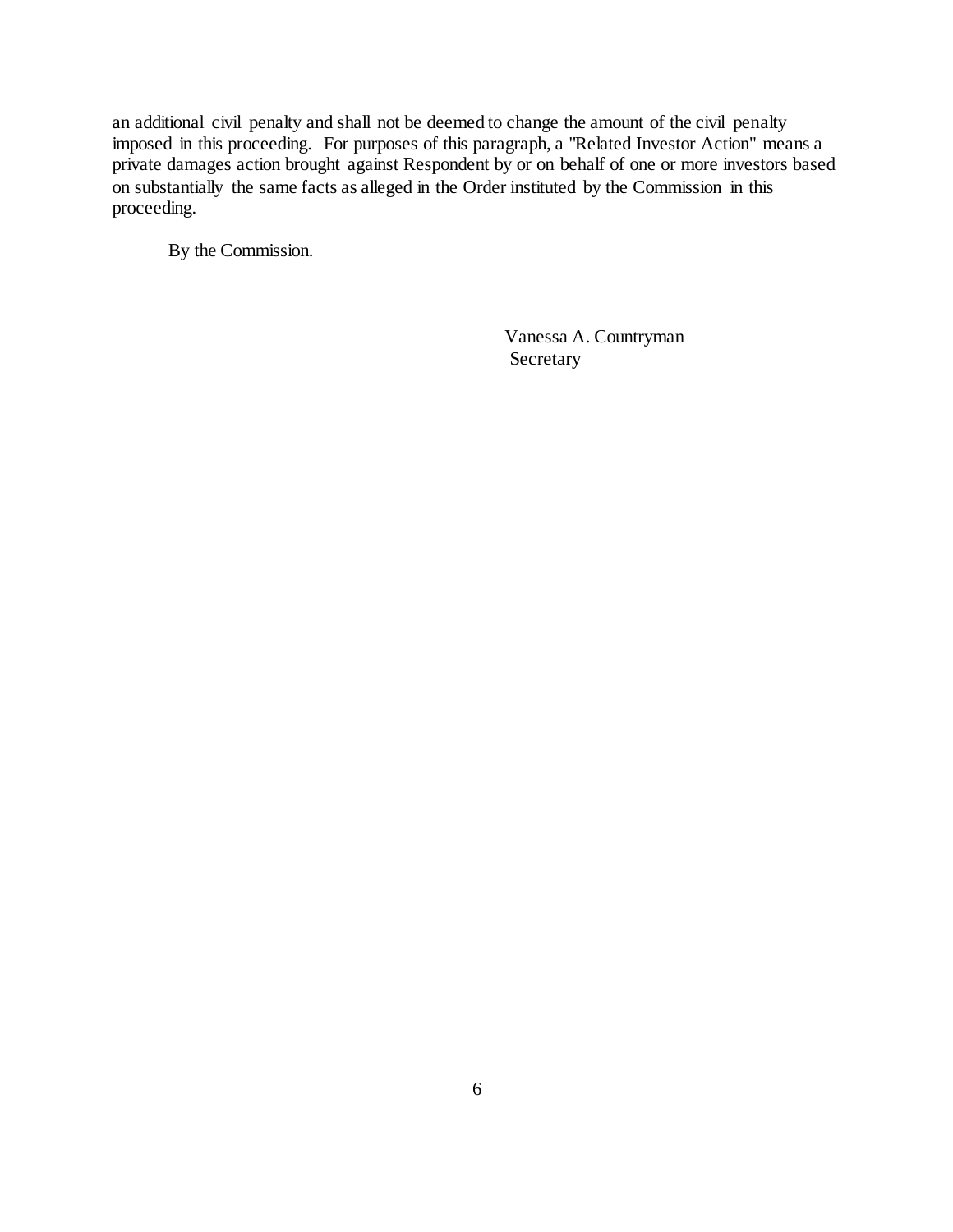an additional civil penalty and shall not be deemed to change the amount of the civil penalty imposed in this proceeding. For purposes of this paragraph, a "Related Investor Action" means a private damages action brought against Respondent by or on behalf of one or more investors based on substantially the same facts as alleged in the Order instituted by the Commission in this proceeding.

By the Commission.

Vanessa A. Countryman
Secretary